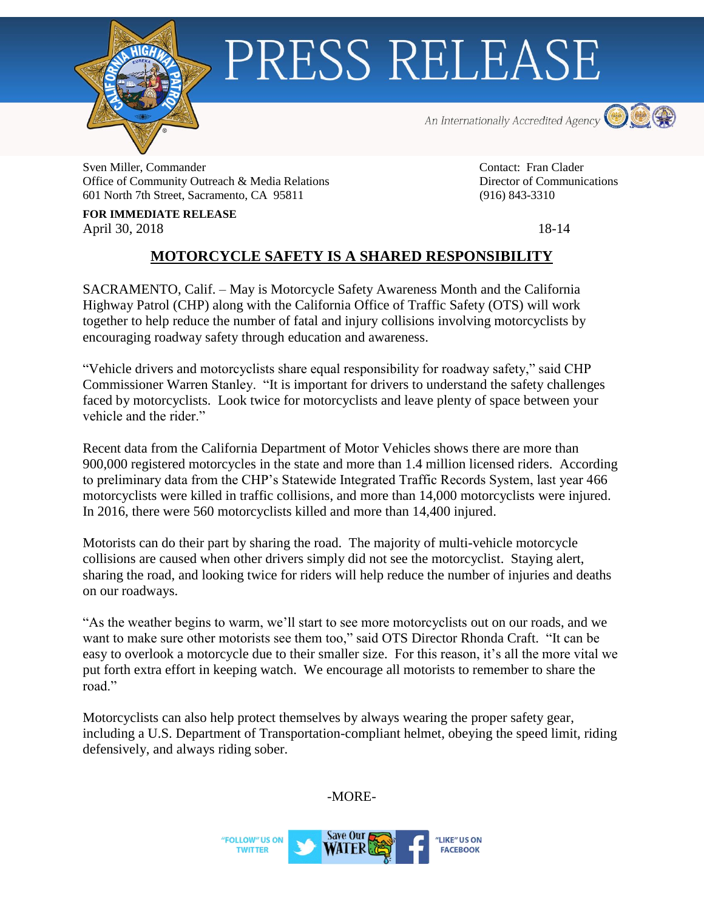# PRESS RELEASE

*An Internationally Accredited Agency*

Sven Miller, Commander
Office of Community Outreach & Media Relations
601 North 7th Street, Sacramento, CA 95811

Contact: Fran Clader
Director of Communications
(916) 843-3310

**FOR IMMEDIATE RELEASE**
April 30, 2018

18-14

## MOTORCYCLE SAFETY IS A SHARED RESPONSIBILITY

SACRAMENTO, Calif. – May is Motorcycle Safety Awareness Month and the California Highway Patrol (CHP) along with the California Office of Traffic Safety (OTS) will work together to help reduce the number of fatal and injury collisions involving motorcyclists by encouraging roadway safety through education and awareness.

"Vehicle drivers and motorcyclists share equal responsibility for roadway safety," said CHP Commissioner Warren Stanley. "It is important for drivers to understand the safety challenges faced by motorcyclists. Look twice for motorcyclists and leave plenty of space between your vehicle and the rider."

Recent data from the California Department of Motor Vehicles shows there are more than 900,000 registered motorcycles in the state and more than 1.4 million licensed riders. According to preliminary data from the CHP's Statewide Integrated Traffic Records System, last year 466 motorcyclists were killed in traffic collisions, and more than 14,000 motorcyclists were injured. In 2016, there were 560 motorcyclists killed and more than 14,400 injured.

Motorists can do their part by sharing the road. The majority of multi-vehicle motorcycle collisions are caused when other drivers simply did not see the motorcyclist. Staying alert, sharing the road, and looking twice for riders will help reduce the number of injuries and deaths on our roadways.

"As the weather begins to warm, we'll start to see more motorcyclists out on our roads, and we want to make sure other motorists see them too," said OTS Director Rhonda Craft. "It can be easy to overlook a motorcycle due to their smaller size. For this reason, it's all the more vital we put forth extra effort in keeping watch. We encourage all motorists to remember to share the road."

Motorcyclists can also help protect themselves by always wearing the proper safety gear, including a U.S. Department of Transportation-compliant helmet, obeying the speed limit, riding defensively, and always riding sober.

-MORE-

"FOLLOW" US ON TWITTER — Save Our WATER — "LIKE" US ON FACEBOOK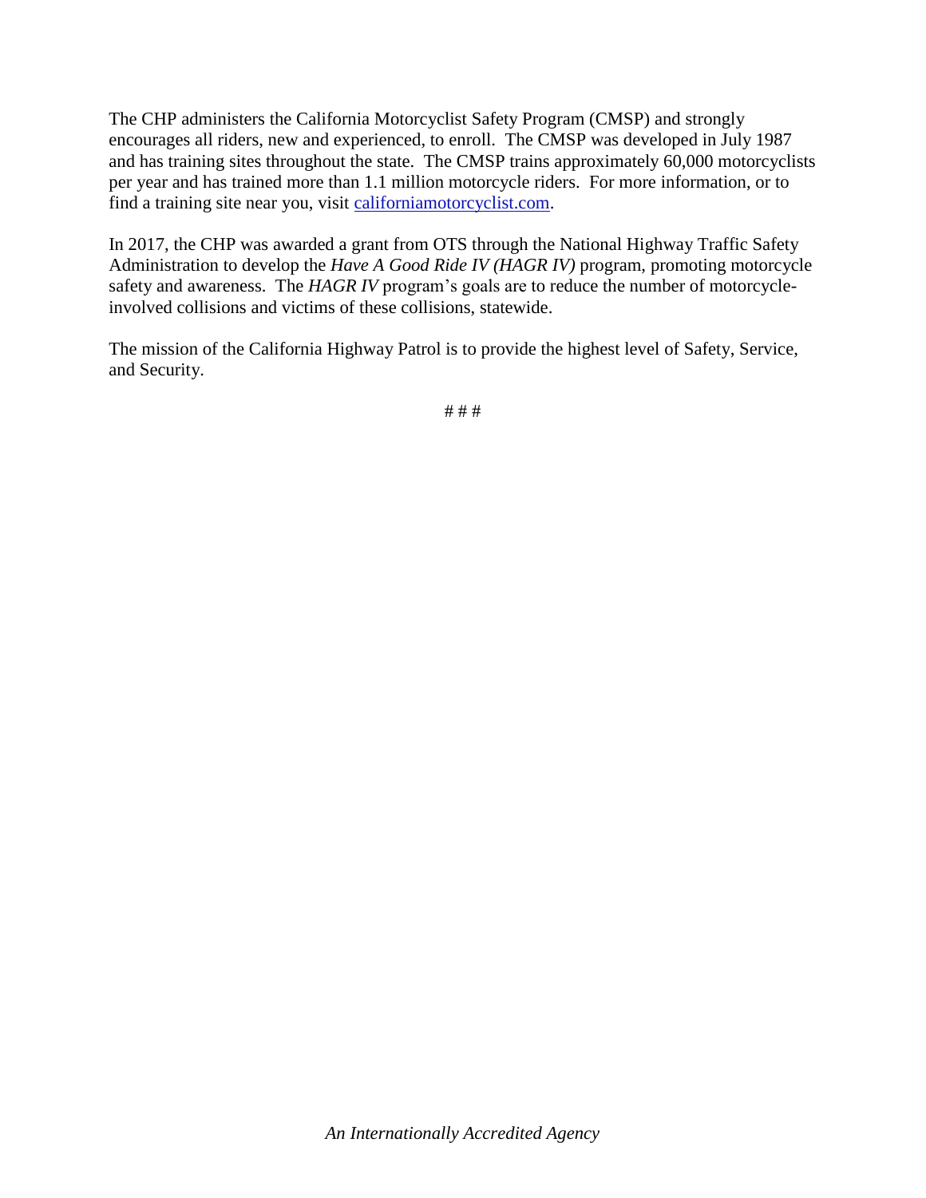The CHP administers the California Motorcyclist Safety Program (CMSP) and strongly encourages all riders, new and experienced, to enroll. The CMSP was developed in July 1987 and has training sites throughout the state. The CMSP trains approximately 60,000 motorcyclists per year and has trained more than 1.1 million motorcycle riders. For more information, or to find a training site near you, visit [californiamotorcyclist.com](californiamotorcyclist.com).

In 2017, the CHP was awarded a grant from OTS through the National Highway Traffic Safety Administration to develop the *Have A Good Ride IV (HAGR IV)* program, promoting motorcycle safety and awareness. The *HAGR IV* program's goals are to reduce the number of motorcycle-involved collisions and victims of these collisions, statewide.

The mission of the California Highway Patrol is to provide the highest level of Safety, Service, and Security.

# # #

*An Internationally Accredited Agency*